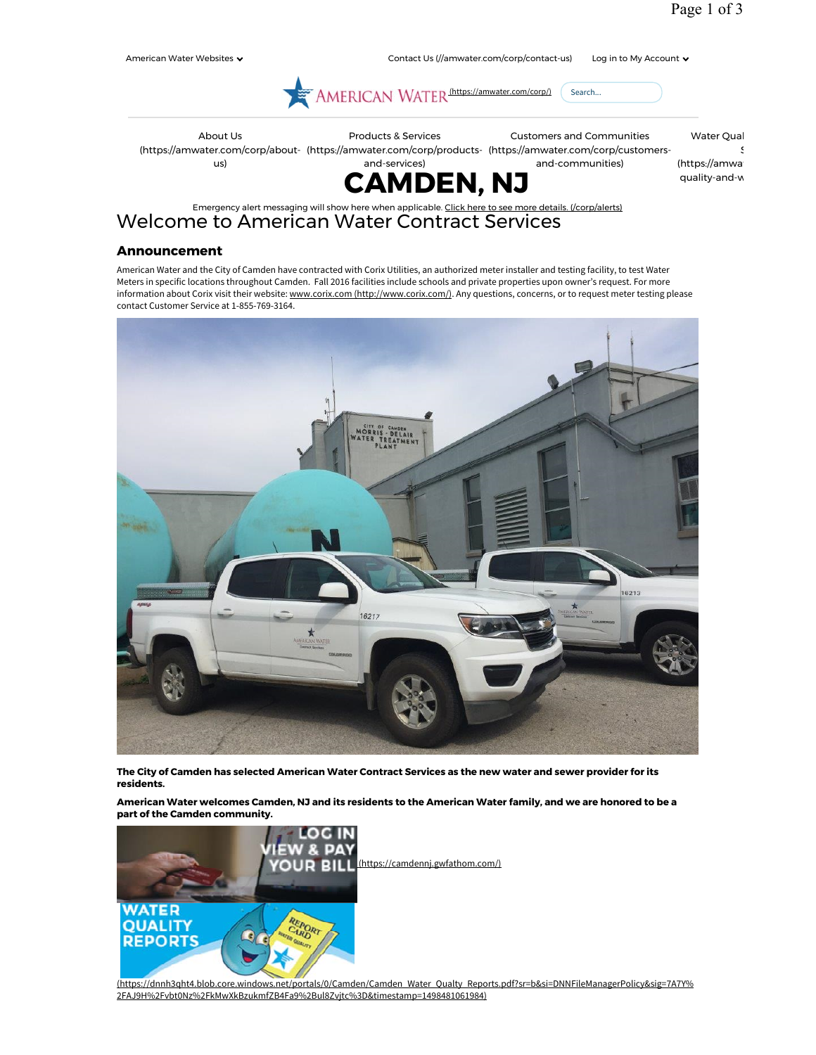American Water Websites

Contact Us (//amwater.com/corp/contact-us) Log in to My Account

AMERICAN WATER (https://amwater.com/corp/) Search...

About Us (https://amwater.com/corp/about-us) | Products & Services (https://amwater.com/corp/products-and-services) | Customers and Communities (https://amwater.com/corp/customers-and-communities) | Water Qual... (https://amwa... quality-and-w...

# CAMDEN, NJ

Emergency alert messaging will show here when applicable. Click here to see more details. (/corp/alerts)

# Welcome to American Water Contract Services

## Announcement

American Water and the City of Camden have contracted with Corix Utilities, an authorized meter installer and testing facility, to test Water Meters in specific locations throughout Camden. Fall 2016 facilities include schools and private properties upon owner's request. For more information about Corix visit their website: www.corix.com (http://www.corix.com/). Any questions, concerns, or to request meter testing please contact Customer Service at 1-855-769-3164.

**The City of Camden has selected American Water Contract Services as the new water and sewer provider for its residents.**

**American Water welcomes Camden, NJ and its residents to the American Water family, and we are honored to be a part of the Camden community.**

LOG IN VIEW & PAY YOUR BILL (https://camdennj.gwfathom.com/)

WATER QUALITY REPORTS (https://dnnh3qht4.blob.core.windows.net/portals/0/Camden/Camden_Water_Qualty_Reports.pdf?sr=b&si=DNNFileManagerPolicy&sig=7A7Y%2FAJ9H%2Fvbt0Nz%2FkMwXkBzukmfZB4Fa9%2Bul8Zvjtc%3D&timestamp=1498481061984)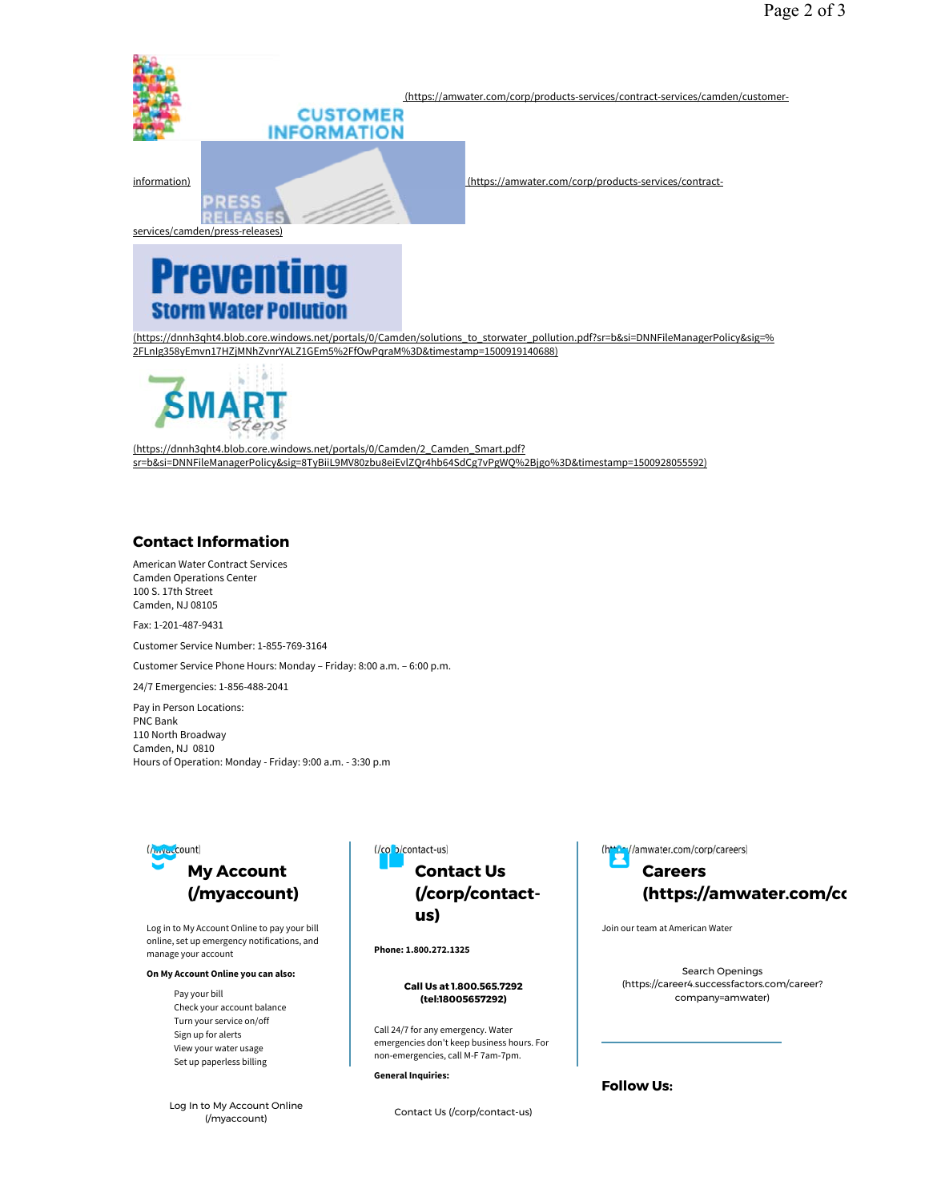CUSTOMER INFORMATION (https://amwater.com/corp/products-services/contract-services/camden/customer-information)

PRESS RELEASES (https://amwater.com/corp/products-services/contract-services/camden/press-releases)

Preventing Storm Water Pollution

(https://dnnh3qht4.blob.core.windows.net/portals/0/Camden/solutions_to_storwater_pollution.pdf?sr=b&si=DNNFileManagerPolicy&sig=%2FLnIg358yEmvn17HZjMNhZvnrYALZ1GEm5%2FfOwPqraM%3D&timestamp=1500919140688)

7 SMART steps

(https://dnnh3qht4.blob.core.windows.net/portals/0/Camden/2_Camden_Smart.pdf?sr=b&si=DNNFileManagerPolicy&sig=8TyBiiL9MV80zbu8eiEvlZQr4hb64SdCg7vPgWQ%2Bjgo%3D&timestamp=1500928055592)

## Contact Information

American Water Contract Services
Camden Operations Center
100 S. 17th Street
Camden, NJ 08105

Fax: 1-201-487-9431

Customer Service Number: 1-855-769-3164

Customer Service Phone Hours: Monday – Friday: 8:00 a.m. – 6:00 p.m.

24/7 Emergencies: 1-856-488-2041

Pay in Person Locations:
PNC Bank
110 North Broadway
Camden, NJ 0810
Hours of Operation: Monday - Friday: 9:00 a.m. - 3:30 p.m

### My Account (/myaccount)

Log in to My Account Online to pay your bill online, set up emergency notifications, and manage your account

**On My Account Online you can also:**

- Pay your bill
- Check your account balance
- Turn your service on/off
- Sign up for alerts
- View your water usage
- Set up paperless billing

Log In to My Account Online (/myaccount)

### Contact Us (/corp/contact-us)

**Phone: 1.800.272.1325**

**Call Us at 1.800.565.7292 (tel:18005657292)**

Call 24/7 for any emergency. Water emergencies don't keep business hours. For non-emergencies, call M-F 7am-7pm.

**General Inquiries:**

Contact Us (/corp/contact-us)

### Careers (https://amwater.com/corp/careers)

Join our team at American Water

Search Openings (https://career4.successfactors.com/career?company=amwater)

### Follow Us: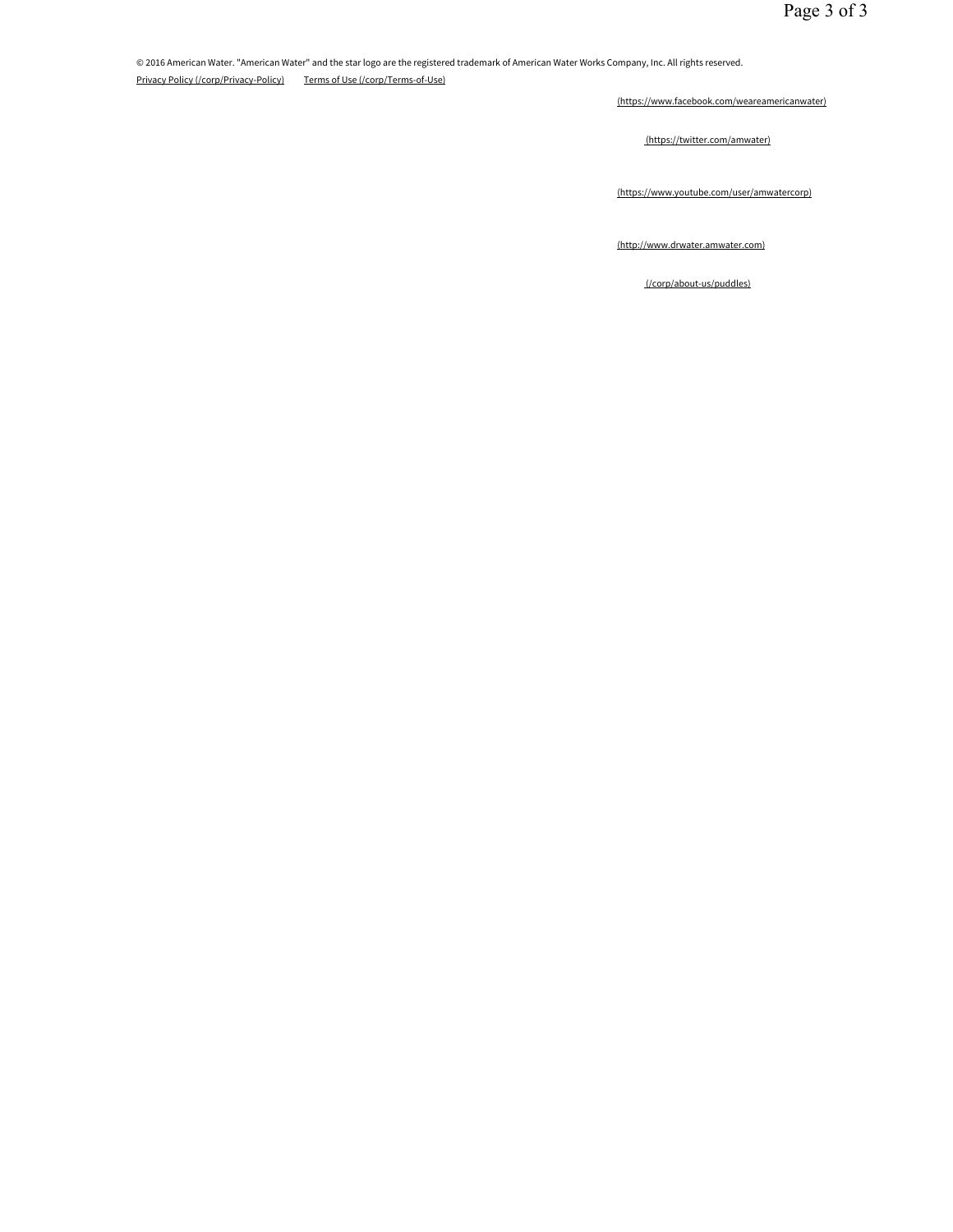© 2016 American Water. "American Water" and the star logo are the registered trademark of American Water Works Company, Inc. All rights reserved.

Privacy Policy (/corp/Privacy-Policy) Terms of Use (/corp/Terms-of-Use)

(https://www.facebook.com/weareamericanwater)

(https://twitter.com/amwater)

(https://www.youtube.com/user/amwatercorp)

(http://www.drwater.amwater.com)

(/corp/about-us/puddles)